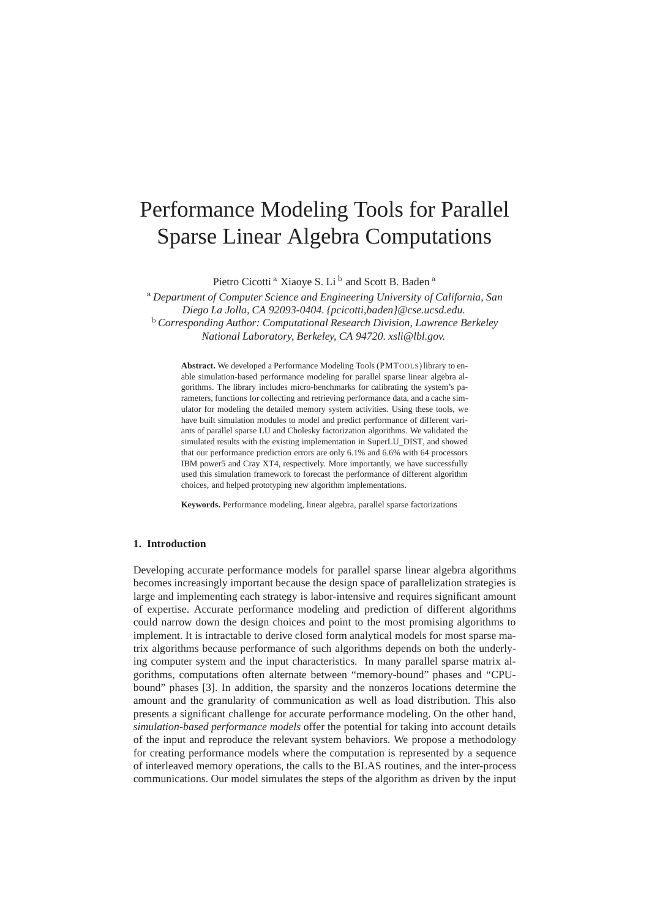# Performance Modeling Tools for Parallel Sparse Linear Algebra Computations

Pietro Cicotti [a] Xiaoye S. Li [b] and Scott B. Baden [a]

[a] *Department of Computer Science and Engineering University of California, San Diego La Jolla, CA 92093-0404. {pcicotti,baden}@cse.ucsd.edu.*
[b] *Corresponding Author: Computational Research Division, Lawrence Berkeley National Laboratory, Berkeley, CA 94720. xsli@lbl.gov.*

**Abstract.** We developed a Performance Modeling Tools (PMTOOLS) library to enable simulation-based performance modeling for parallel sparse linear algebra algorithms. The library includes micro-benchmarks for calibrating the system's parameters, functions for collecting and retrieving performance data, and a cache simulator for modeling the detailed memory system activities. Using these tools, we have built simulation modules to model and predict performance of different variants of parallel sparse LU and Cholesky factorization algorithms. We validated the simulated results with the existing implementation in SuperLU_DIST, and showed that our performance prediction errors are only 6.1% and 6.6% with 64 processors IBM power5 and Cray XT4, respectively. More importantly, we have successfully used this simulation framework to forecast the performance of different algorithm choices, and helped prototyping new algorithm implementations.

**Keywords.** Performance modeling, linear algebra, parallel sparse factorizations

## 1. Introduction

Developing accurate performance models for parallel sparse linear algebra algorithms becomes increasingly important because the design space of parallelization strategies is large and implementing each strategy is labor-intensive and requires significant amount of expertise. Accurate performance modeling and prediction of different algorithms could narrow down the design choices and point to the most promising algorithms to implement. It is intractable to derive closed form analytical models for most sparse matrix algorithms because performance of such algorithms depends on both the underlying computer system and the input characteristics. In many parallel sparse matrix algorithms, computations often alternate between "memory-bound" phases and "CPU-bound" phases [3]. In addition, the sparsity and the nonzeros locations determine the amount and the granularity of communication as well as load distribution. This also presents a significant challenge for accurate performance modeling. On the other hand, *simulation-based performance models* offer the potential for taking into account details of the input and reproduce the relevant system behaviors. We propose a methodology for creating performance models where the computation is represented by a sequence of interleaved memory operations, the calls to the BLAS routines, and the inter-process communications. Our model simulates the steps of the algorithm as driven by the input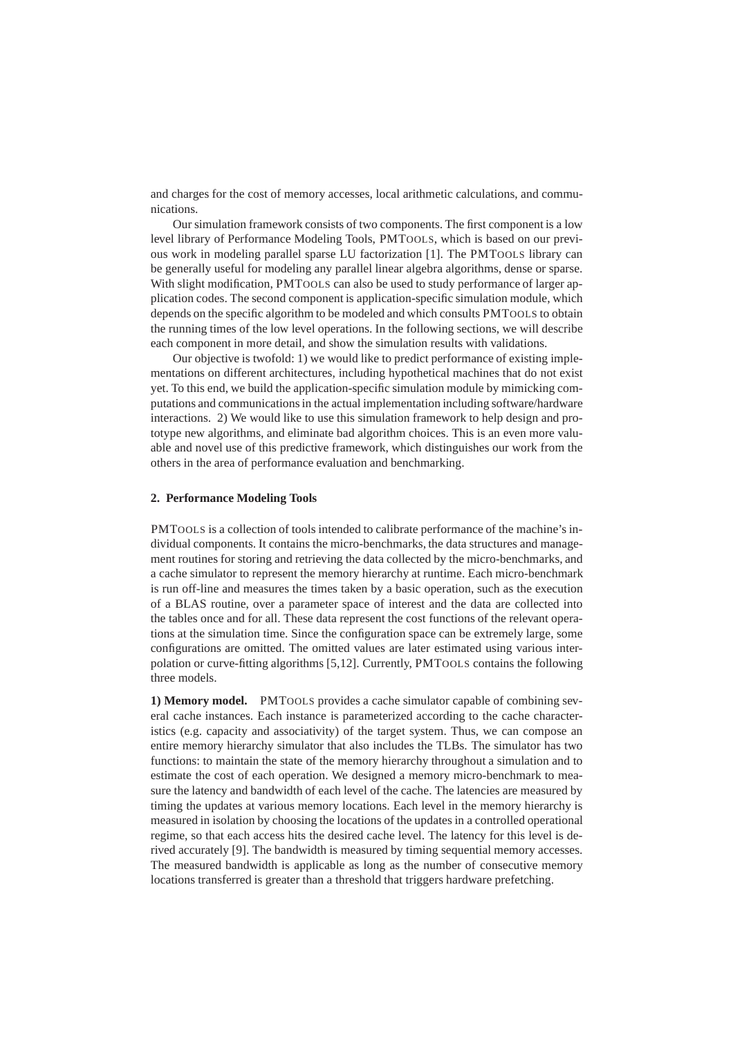and charges for the cost of memory accesses, local arithmetic calculations, and communications.

Our simulation framework consists of two components. The first component is a low level library of Performance Modeling Tools, PMTOOLS, which is based on our previous work in modeling parallel sparse LU factorization [1]. The PMTOOLS library can be generally useful for modeling any parallel linear algebra algorithms, dense or sparse. With slight modification, PMTOOLS can also be used to study performance of larger application codes. The second component is application-specific simulation module, which depends on the specific algorithm to be modeled and which consults PMTOOLS to obtain the running times of the low level operations. In the following sections, we will describe each component in more detail, and show the simulation results with validations.

Our objective is twofold: 1) we would like to predict performance of existing implementations on different architectures, including hypothetical machines that do not exist yet. To this end, we build the application-specific simulation module by mimicking computations and communications in the actual implementation including software/hardware interactions. 2) We would like to use this simulation framework to help design and prototype new algorithms, and eliminate bad algorithm choices. This is an even more valuable and novel use of this predictive framework, which distinguishes our work from the others in the area of performance evaluation and benchmarking.

## 2. Performance Modeling Tools

PMTOOLS is a collection of tools intended to calibrate performance of the machine's individual components. It contains the micro-benchmarks, the data structures and management routines for storing and retrieving the data collected by the micro-benchmarks, and a cache simulator to represent the memory hierarchy at runtime. Each micro-benchmark is run off-line and measures the times taken by a basic operation, such as the execution of a BLAS routine, over a parameter space of interest and the data are collected into the tables once and for all. These data represent the cost functions of the relevant operations at the simulation time. Since the configuration space can be extremely large, some configurations are omitted. The omitted values are later estimated using various interpolation or curve-fitting algorithms [5,12]. Currently, PMTOOLS contains the following three models.

**1) Memory model.** PMTOOLS provides a cache simulator capable of combining several cache instances. Each instance is parameterized according to the cache characteristics (e.g. capacity and associativity) of the target system. Thus, we can compose an entire memory hierarchy simulator that also includes the TLBs. The simulator has two functions: to maintain the state of the memory hierarchy throughout a simulation and to estimate the cost of each operation. We designed a memory micro-benchmark to measure the latency and bandwidth of each level of the cache. The latencies are measured by timing the updates at various memory locations. Each level in the memory hierarchy is measured in isolation by choosing the locations of the updates in a controlled operational regime, so that each access hits the desired cache level. The latency for this level is derived accurately [9]. The bandwidth is measured by timing sequential memory accesses. The measured bandwidth is applicable as long as the number of consecutive memory locations transferred is greater than a threshold that triggers hardware prefetching.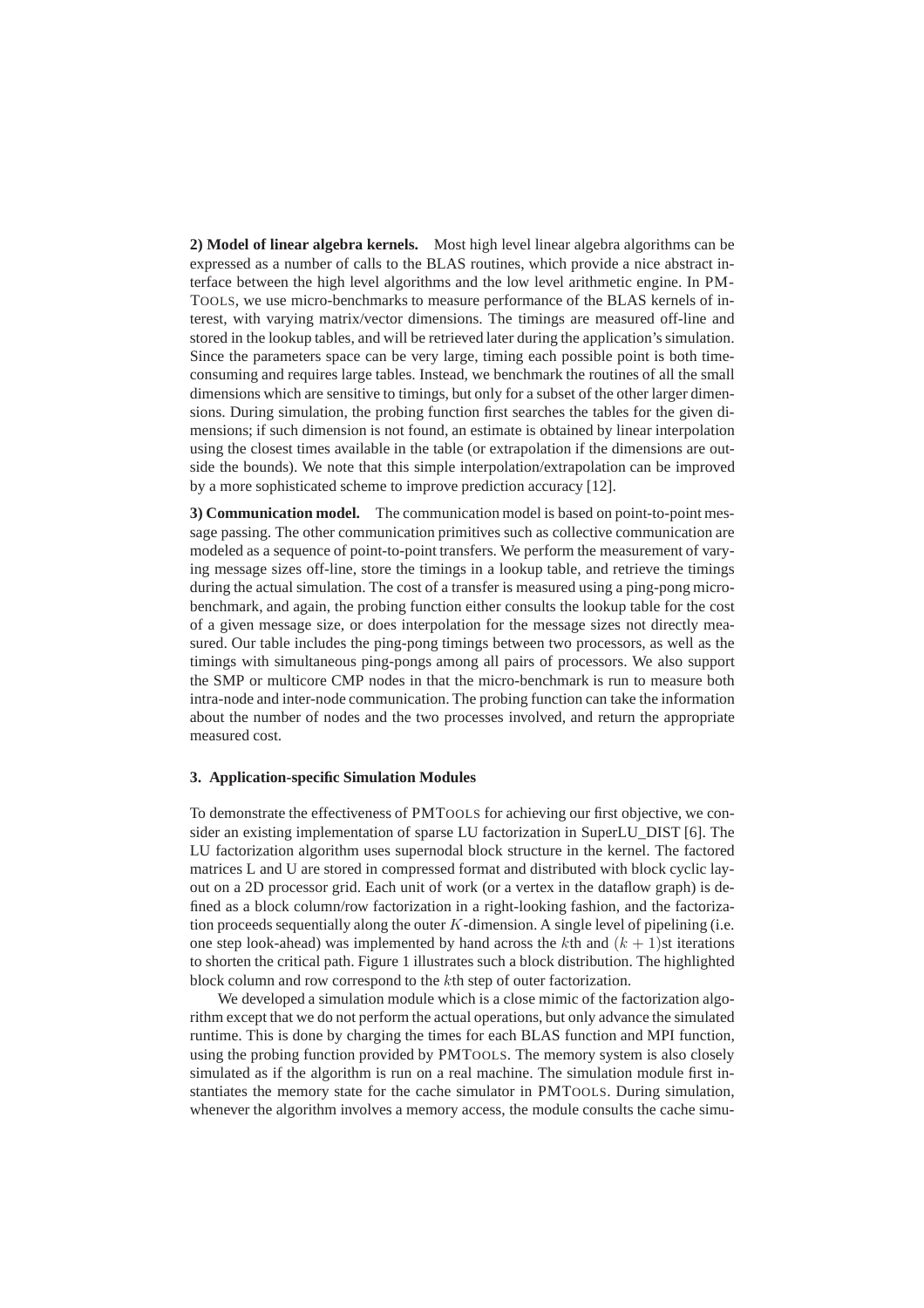**2) Model of linear algebra kernels.** Most high level linear algebra algorithms can be expressed as a number of calls to the BLAS routines, which provide a nice abstract interface between the high level algorithms and the low level arithmetic engine. In PMTOOLS, we use micro-benchmarks to measure performance of the BLAS kernels of interest, with varying matrix/vector dimensions. The timings are measured off-line and stored in the lookup tables, and will be retrieved later during the application's simulation. Since the parameters space can be very large, timing each possible point is both time-consuming and requires large tables. Instead, we benchmark the routines of all the small dimensions which are sensitive to timings, but only for a subset of the other larger dimensions. During simulation, the probing function first searches the tables for the given dimensions; if such dimension is not found, an estimate is obtained by linear interpolation using the closest times available in the table (or extrapolation if the dimensions are outside the bounds). We note that this simple interpolation/extrapolation can be improved by a more sophisticated scheme to improve prediction accuracy [12].

**3) Communication model.** The communication model is based on point-to-point message passing. The other communication primitives such as collective communication are modeled as a sequence of point-to-point transfers. We perform the measurement of varying message sizes off-line, store the timings in a lookup table, and retrieve the timings during the actual simulation. The cost of a transfer is measured using a ping-pong micro-benchmark, and again, the probing function either consults the lookup table for the cost of a given message size, or does interpolation for the message sizes not directly measured. Our table includes the ping-pong timings between two processors, as well as the timings with simultaneous ping-pongs among all pairs of processors. We also support the SMP or multicore CMP nodes in that the micro-benchmark is run to measure both intra-node and inter-node communication. The probing function can take the information about the number of nodes and the two processes involved, and return the appropriate measured cost.

### 3. Application-specific Simulation Modules

To demonstrate the effectiveness of PMTOOLS for achieving our first objective, we consider an existing implementation of sparse LU factorization in SuperLU_DIST [6]. The LU factorization algorithm uses supernodal block structure in the kernel. The factored matrices L and U are stored in compressed format and distributed with block cyclic layout on a 2D processor grid. Each unit of work (or a vertex in the dataflow graph) is defined as a block column/row factorization in a right-looking fashion, and the factorization proceeds sequentially along the outer $K$-dimension. A single level of pipelining (i.e. one step look-ahead) was implemented by hand across the $k$th and $(k + 1)$st iterations to shorten the critical path. Figure 1 illustrates such a block distribution. The highlighted block column and row correspond to the $k$th step of outer factorization.

We developed a simulation module which is a close mimic of the factorization algorithm except that we do not perform the actual operations, but only advance the simulated runtime. This is done by charging the times for each BLAS function and MPI function, using the probing function provided by PMTOOLS. The memory system is also closely simulated as if the algorithm is run on a real machine. The simulation module first instantiates the memory state for the cache simulator in PMTOOLS. During simulation, whenever the algorithm involves a memory access, the module consults the cache simu-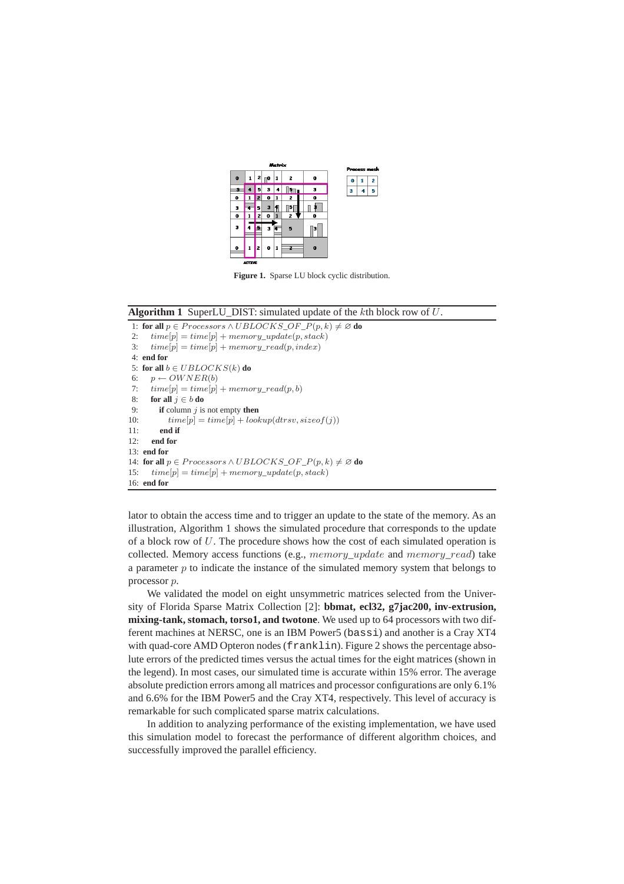**Figure 1.** Sparse LU block cyclic distribution.

**Algorithm 1** SuperLU_DIST: simulated update of the $k$th block row of $U$.

```
1: for all p ∈ Processors ∧ UBLOCKS_OF_P(p, k) ≠ ∅ do
2:    time[p] = time[p] + memory_update(p, stack)
3:    time[p] = time[p] + memory_read(p, index)
4: end for
5: for all b ∈ UBLOCKS(k) do
6:    p ← OWNER(b)
7:    time[p] = time[p] + memory_read(p, b)
8:    for all j ∈ b do
9:       if column j is not empty then
10:         time[p] = time[p] + lookup(dtrsv, sizeof(j))
11:      end if
12:   end for
13: end for
14: for all p ∈ Processors ∧ UBLOCKS_OF_P(p, k) ≠ ∅ do
15:    time[p] = time[p] + memory_update(p, stack)
16: end for
```

lator to obtain the access time and to trigger an update to the state of the memory. As an illustration, Algorithm 1 shows the simulated procedure that corresponds to the update of a block row of $U$. The procedure shows how the cost of each simulated operation is collected. Memory access functions (e.g., $memory\_update$ and $memory\_read$) take a parameter $p$ to indicate the instance of the simulated memory system that belongs to processor $p$.

We validated the model on eight unsymmetric matrices selected from the University of Florida Sparse Matrix Collection [2]: **bbmat, ecl32, g7jac200, inv-extrusion, mixing-tank, stomach, torso1, and twotone**. We used up to 64 processors with two different machines at NERSC, one is an IBM Power5 (`bassi`) and another is a Cray XT4 with quad-core AMD Opteron nodes (`franklin`). Figure 2 shows the percentage absolute errors of the predicted times versus the actual times for the eight matrices (shown in the legend). In most cases, our simulated time is accurate within 15% error. The average absolute prediction errors among all matrices and processor configurations are only 6.1% and 6.6% for the IBM Power5 and the Cray XT4, respectively. This level of accuracy is remarkable for such complicated sparse matrix calculations.

In addition to analyzing performance of the existing implementation, we have used this simulation model to forecast the performance of different algorithm choices, and successfully improved the parallel efficiency.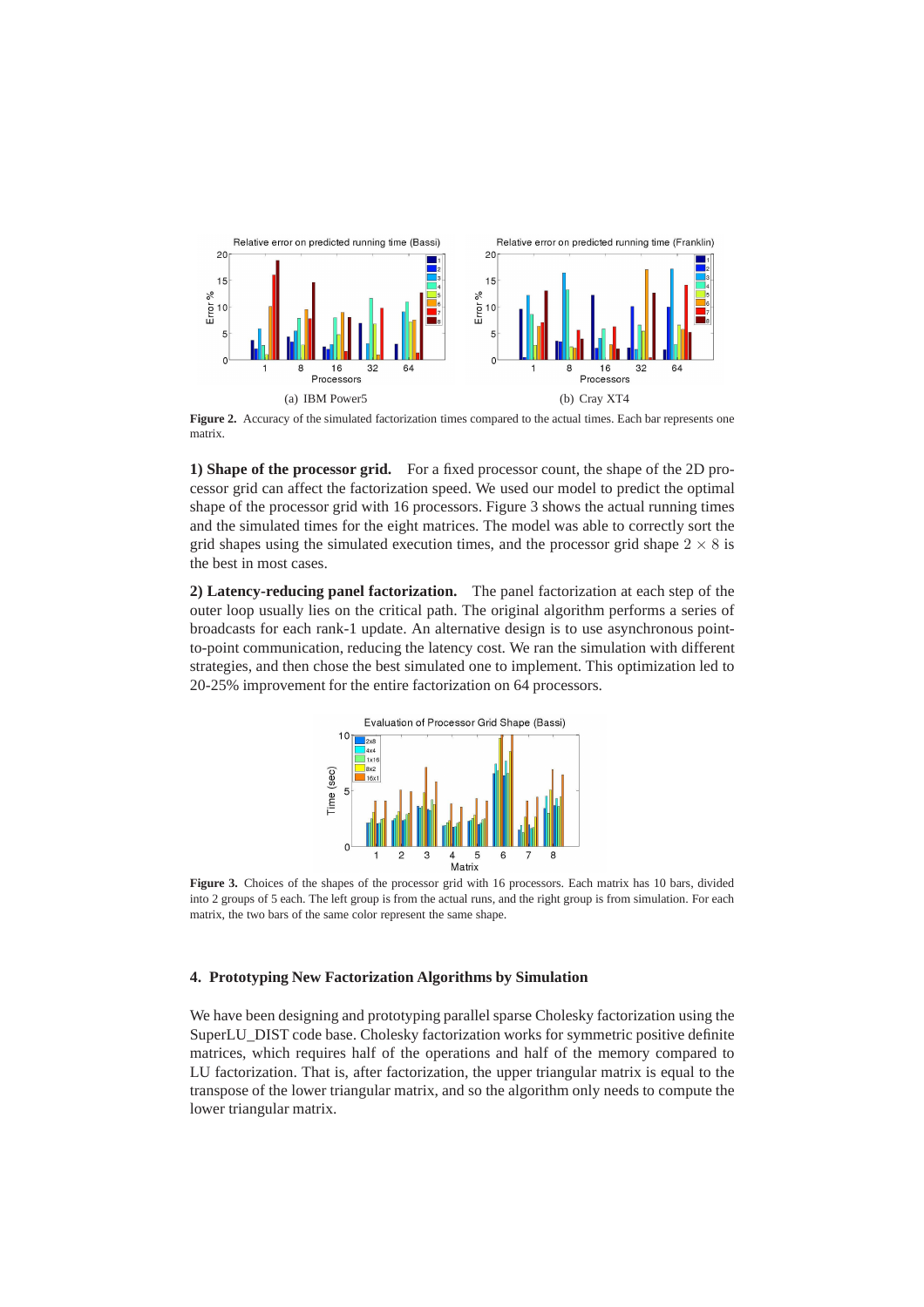(a) IBM Power5

(b) Cray XT4

**Figure 2.** Accuracy of the simulated factorization times compared to the actual times. Each bar represents one matrix.

**1) Shape of the processor grid.** For a fixed processor count, the shape of the 2D processor grid can affect the factorization speed. We used our model to predict the optimal shape of the processor grid with 16 processors. Figure 3 shows the actual running times and the simulated times for the eight matrices. The model was able to correctly sort the grid shapes using the simulated execution times, and the processor grid shape $2 \times 8$ is the best in most cases.

**2) Latency-reducing panel factorization.** The panel factorization at each step of the outer loop usually lies on the critical path. The original algorithm performs a series of broadcasts for each rank-1 update. An alternative design is to use asynchronous point-to-point communication, reducing the latency cost. We ran the simulation with different strategies, and then chose the best simulated one to implement. This optimization led to 20-25% improvement for the entire factorization on 64 processors.

**Figure 3.** Choices of the shapes of the processor grid with 16 processors. Each matrix has 10 bars, divided into 2 groups of 5 each. The left group is from the actual runs, and the right group is from simulation. For each matrix, the two bars of the same color represent the same shape.

## 4. Prototyping New Factorization Algorithms by Simulation

We have been designing and prototyping parallel sparse Cholesky factorization using the SuperLU_DIST code base. Cholesky factorization works for symmetric positive definite matrices, which requires half of the operations and half of the memory compared to LU factorization. That is, after factorization, the upper triangular matrix is equal to the transpose of the lower triangular matrix, and so the algorithm only needs to compute the lower triangular matrix.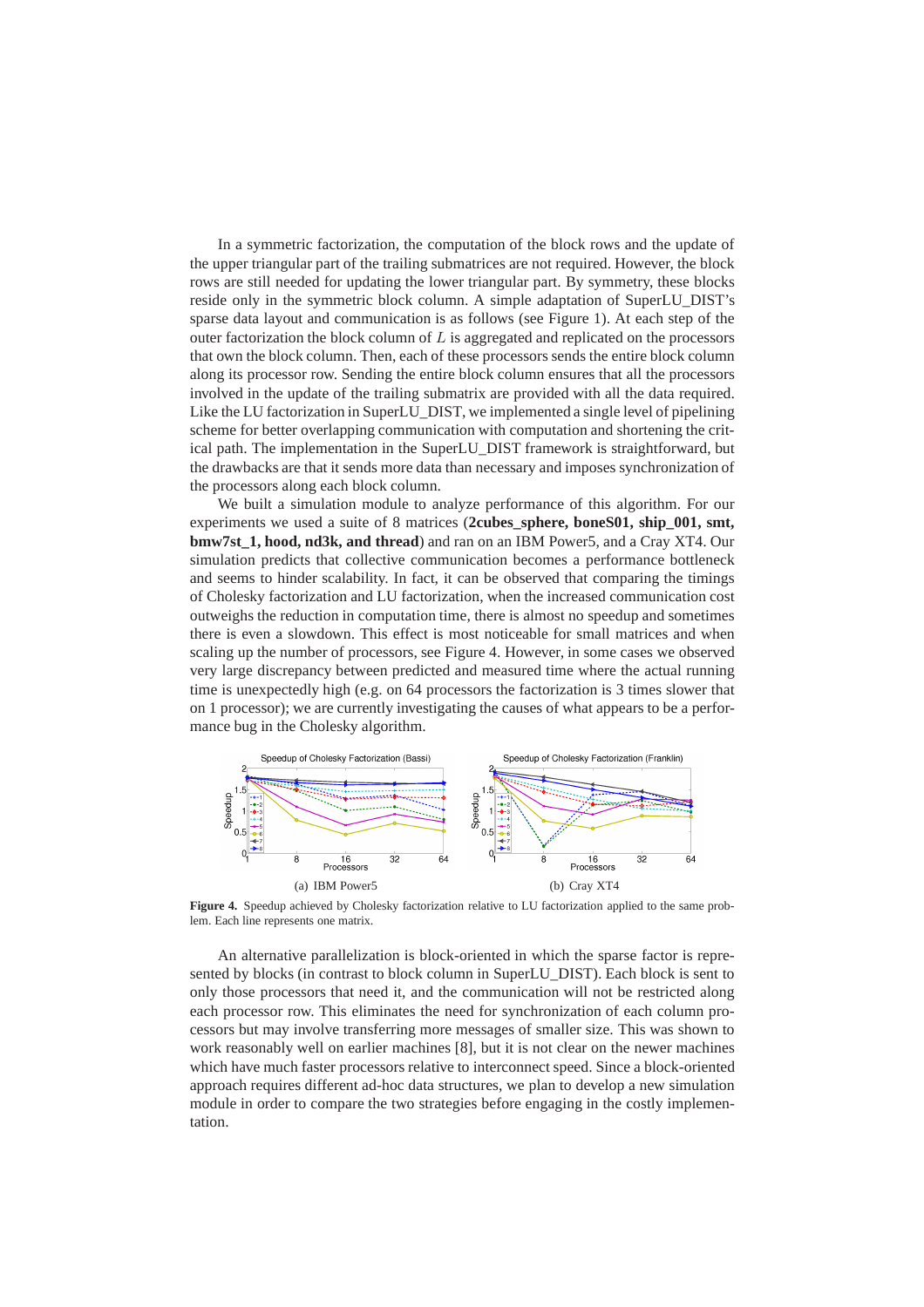In a symmetric factorization, the computation of the block rows and the update of the upper triangular part of the trailing submatrices are not required. However, the block rows are still needed for updating the lower triangular part. By symmetry, these blocks reside only in the symmetric block column. A simple adaptation of SuperLU_DIST's sparse data layout and communication is as follows (see Figure 1). At each step of the outer factorization the block column of $L$ is aggregated and replicated on the processors that own the block column. Then, each of these processors sends the entire block column along its processor row. Sending the entire block column ensures that all the processors involved in the update of the trailing submatrix are provided with all the data required. Like the LU factorization in SuperLU_DIST, we implemented a single level of pipelining scheme for better overlapping communication with computation and shortening the critical path. The implementation in the SuperLU_DIST framework is straightforward, but the drawbacks are that it sends more data than necessary and imposes synchronization of the processors along each block column.

We built a simulation module to analyze performance of this algorithm. For our experiments we used a suite of 8 matrices (**2cubes_sphere, boneS01, ship_001, smt, bmw7st_1, hood, nd3k, and thread**) and ran on an IBM Power5, and a Cray XT4. Our simulation predicts that collective communication becomes a performance bottleneck and seems to hinder scalability. In fact, it can be observed that comparing the timings of Cholesky factorization and LU factorization, when the increased communication cost outweighs the reduction in computation time, there is almost no speedup and sometimes there is even a slowdown. This effect is most noticeable for small matrices and when scaling up the number of processors, see Figure 4. However, in some cases we observed very large discrepancy between predicted and measured time where the actual running time is unexpectedly high (e.g. on 64 processors the factorization is 3 times slower that on 1 processor); we are currently investigating the causes of what appears to be a performance bug in the Cholesky algorithm.

(a) IBM Power5 (b) Cray XT4

**Figure 4.** Speedup achieved by Cholesky factorization relative to LU factorization applied to the same problem. Each line represents one matrix.

An alternative parallelization is block-oriented in which the sparse factor is represented by blocks (in contrast to block column in SuperLU_DIST). Each block is sent to only those processors that need it, and the communication will not be restricted along each processor row. This eliminates the need for synchronization of each column processors but may involve transferring more messages of smaller size. This was shown to work reasonably well on earlier machines [8], but it is not clear on the newer machines which have much faster processors relative to interconnect speed. Since a block-oriented approach requires different ad-hoc data structures, we plan to develop a new simulation module in order to compare the two strategies before engaging in the costly implementation.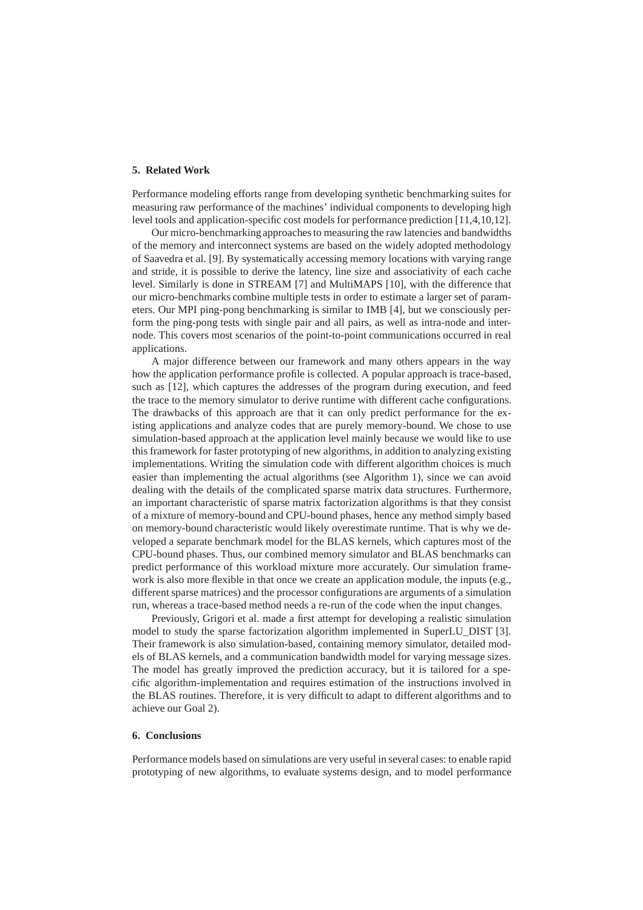## 5. Related Work

Performance modeling efforts range from developing synthetic benchmarking suites for measuring raw performance of the machines' individual components to developing high level tools and application-specific cost models for performance prediction [11,4,10,12].

Our micro-benchmarking approaches to measuring the raw latencies and bandwidths of the memory and interconnect systems are based on the widely adopted methodology of Saavedra et al. [9]. By systematically accessing memory locations with varying range and stride, it is possible to derive the latency, line size and associativity of each cache level. Similarly is done in STREAM [7] and MultiMAPS [10], with the difference that our micro-benchmarks combine multiple tests in order to estimate a larger set of parameters. Our MPI ping-pong benchmarking is similar to IMB [4], but we consciously perform the ping-pong tests with single pair and all pairs, as well as intra-node and internode. This covers most scenarios of the point-to-point communications occurred in real applications.

A major difference between our framework and many others appears in the way how the application performance profile is collected. A popular approach is trace-based, such as [12], which captures the addresses of the program during execution, and feed the trace to the memory simulator to derive runtime with different cache configurations. The drawbacks of this approach are that it can only predict performance for the existing applications and analyze codes that are purely memory-bound. We chose to use simulation-based approach at the application level mainly because we would like to use this framework for faster prototyping of new algorithms, in addition to analyzing existing implementations. Writing the simulation code with different algorithm choices is much easier than implementing the actual algorithms (see Algorithm 1), since we can avoid dealing with the details of the complicated sparse matrix data structures. Furthermore, an important characteristic of sparse matrix factorization algorithms is that they consist of a mixture of memory-bound and CPU-bound phases, hence any method simply based on memory-bound characteristic would likely overestimate runtime. That is why we developed a separate benchmark model for the BLAS kernels, which captures most of the CPU-bound phases. Thus, our combined memory simulator and BLAS benchmarks can predict performance of this workload mixture more accurately. Our simulation framework is also more flexible in that once we create an application module, the inputs (e.g., different sparse matrices) and the processor configurations are arguments of a simulation run, whereas a trace-based method needs a re-run of the code when the input changes.

Previously, Grigori et al. made a first attempt for developing a realistic simulation model to study the sparse factorization algorithm implemented in SuperLU_DIST [3]. Their framework is also simulation-based, containing memory simulator, detailed models of BLAS kernels, and a communication bandwidth model for varying message sizes. The model has greatly improved the prediction accuracy, but it is tailored for a specific algorithm-implementation and requires estimation of the instructions involved in the BLAS routines. Therefore, it is very difficult to adapt to different algorithms and to achieve our Goal 2).

## 6. Conclusions

Performance models based on simulations are very useful in several cases: to enable rapid prototyping of new algorithms, to evaluate systems design, and to model performance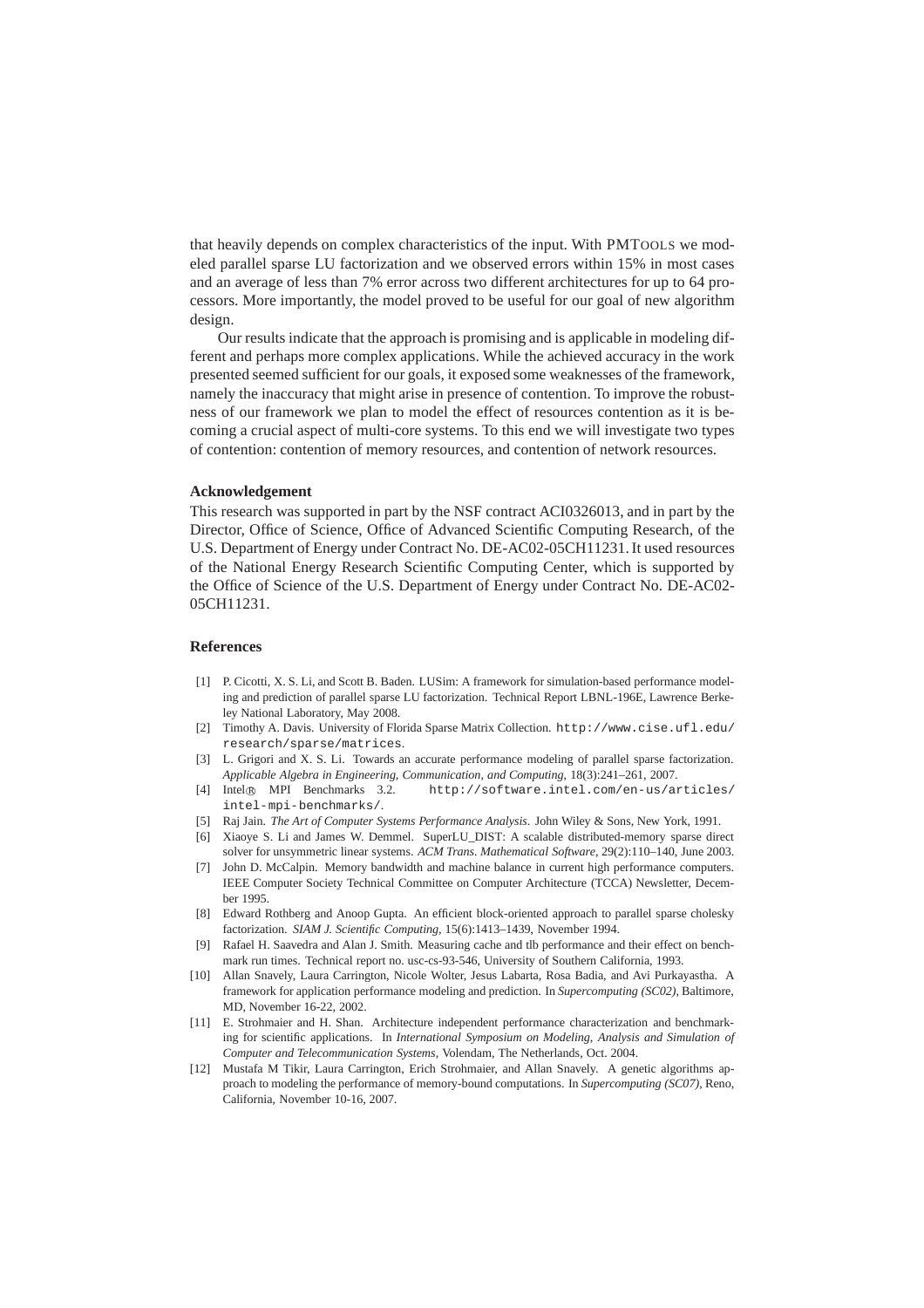that heavily depends on complex characteristics of the input. With PMTOOLS we modeled parallel sparse LU factorization and we observed errors within 15% in most cases and an average of less than 7% error across two different architectures for up to 64 processors. More importantly, the model proved to be useful for our goal of new algorithm design.

Our results indicate that the approach is promising and is applicable in modeling different and perhaps more complex applications. While the achieved accuracy in the work presented seemed sufficient for our goals, it exposed some weaknesses of the framework, namely the inaccuracy that might arise in presence of contention. To improve the robustness of our framework we plan to model the effect of resources contention as it is becoming a crucial aspect of multi-core systems. To this end we will investigate two types of contention: contention of memory resources, and contention of network resources.

**Acknowledgement**

This research was supported in part by the NSF contract ACI0326013, and in part by the Director, Office of Science, Office of Advanced Scientific Computing Research, of the U.S. Department of Energy under Contract No. DE-AC02-05CH11231. It used resources of the National Energy Research Scientific Computing Center, which is supported by the Office of Science of the U.S. Department of Energy under Contract No. DE-AC02-05CH11231.

## References

[1] P. Cicotti, X. S. Li, and Scott B. Baden. LUSim: A framework for simulation-based performance modeling and prediction of parallel sparse LU factorization. Technical Report LBNL-196E, Lawrence Berkeley National Laboratory, May 2008.

[2] Timothy A. Davis. University of Florida Sparse Matrix Collection. `http://www.cise.ufl.edu/research/sparse/matrices`.

[3] L. Grigori and X. S. Li. Towards an accurate performance modeling of parallel sparse factorization. *Applicable Algebra in Engineering, Communication, and Computing*, 18(3):241–261, 2007.

[4] Intel® MPI Benchmarks 3.2. `http://software.intel.com/en-us/articles/intel-mpi-benchmarks/`.

[5] Raj Jain. *The Art of Computer Systems Performance Analysis*. John Wiley & Sons, New York, 1991.

[6] Xiaoye S. Li and James W. Demmel. SuperLU_DIST: A scalable distributed-memory sparse direct solver for unsymmetric linear systems. *ACM Trans. Mathematical Software*, 29(2):110–140, June 2003.

[7] John D. McCalpin. Memory bandwidth and machine balance in current high performance computers. IEEE Computer Society Technical Committee on Computer Architecture (TCCA) Newsletter, December 1995.

[8] Edward Rothberg and Anoop Gupta. An efficient block-oriented approach to parallel sparse cholesky factorization. *SIAM J. Scientific Computing*, 15(6):1413–1439, November 1994.

[9] Rafael H. Saavedra and Alan J. Smith. Measuring cache and tlb performance and their effect on benchmark run times. Technical report no. usc-cs-93-546, University of Southern California, 1993.

[10] Allan Snavely, Laura Carrington, Nicole Wolter, Jesus Labarta, Rosa Badia, and Avi Purkayastha. A framework for application performance modeling and prediction. In *Supercomputing (SC02)*, Baltimore, MD, November 16-22, 2002.

[11] E. Strohmaier and H. Shan. Architecture independent performance characterization and benchmarking for scientific applications. In *International Symposium on Modeling, Analysis and Simulation of Computer and Telecommunication Systems*, Volendam, The Netherlands, Oct. 2004.

[12] Mustafa M Tikir, Laura Carrington, Erich Strohmaier, and Allan Snavely. A genetic algorithms approach to modeling the performance of memory-bound computations. In *Supercomputing (SC07)*, Reno, California, November 10-16, 2007.